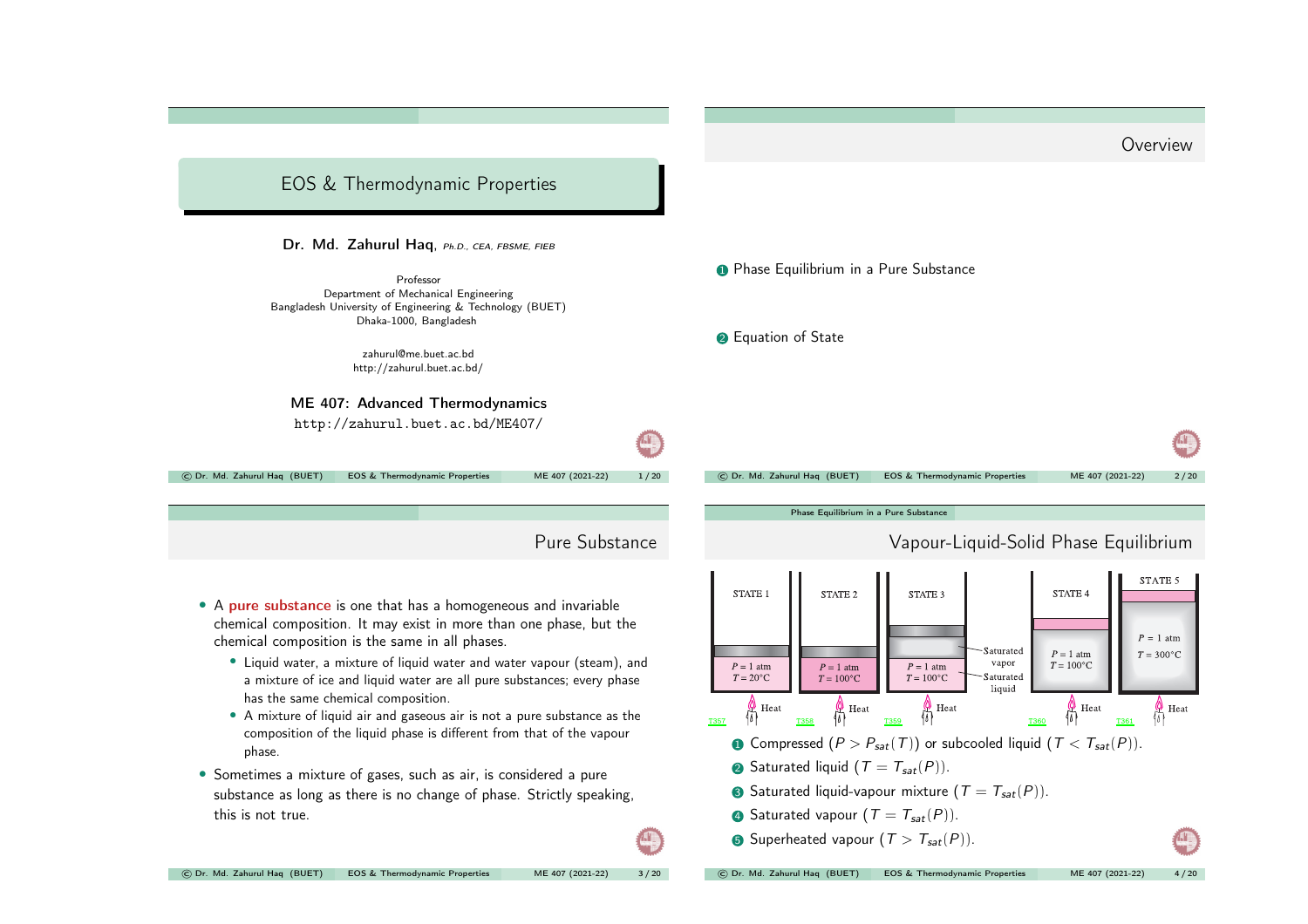# EOS & Thermodynamic Properties

**Dr. Md. Zahurul Haq**, *Ph.D., CEA, FBSME, FIEB*

Professor
Department of Mechanical Engineering
Bangladesh University of Engineering & Technology (BUET)
Dhaka-1000, Bangladesh

zahurul@me.buet.ac.bd
http://zahurul.buet.ac.bd/

**ME 407: Advanced Thermodynamics**

http://zahurul.buet.ac.bd/ME407/

## Overview

1. Phase Equilibrium in a Pure Substance
2. Equation of State

## Pure Substance

- A **pure substance** is one that has a homogeneous and invariable chemical composition. It may exist in more than one phase, but the chemical composition is the same in all phases.
  - Liquid water, a mixture of liquid water and water vapour (steam), and a mixture of ice and liquid water are all pure substances; every phase has the same chemical composition.
  - A mixture of liquid air and gaseous air is not a pure substance as the composition of the liquid phase is different from that of the vapour phase.
- Sometimes a mixture of gases, such as air, is considered a pure substance as long as there is no change of phase. Strictly speaking, this is not true.

## Vapour-Liquid-Solid Phase Equilibrium

| STATE 1 | STATE 2 | STATE 3 | STATE 4 | STATE 5 |
|---|---|---|---|---|
| $P$ = 1 atm, $T$ = 20°C | $P$ = 1 atm, $T$ = 100°C | $P$ = 1 atm, $T$ = 100°C (Saturated vapor, Saturated liquid) | $P$ = 1 atm, $T$ = 100°C | $P$ = 1 atm, $T$ = 300°C |
| Heat | Heat | Heat | Heat | Heat |

1. Compressed ($P > P_{sat}(T)$) or subcooled liquid ($T < T_{sat}(P)$).
2. Saturated liquid ($T = T_{sat}(P)$).
3. Saturated liquid-vapour mixture ($T = T_{sat}(P)$).
4. Saturated vapour ($T = T_{sat}(P)$).
5. Superheated vapour ($T > T_{sat}(P)$).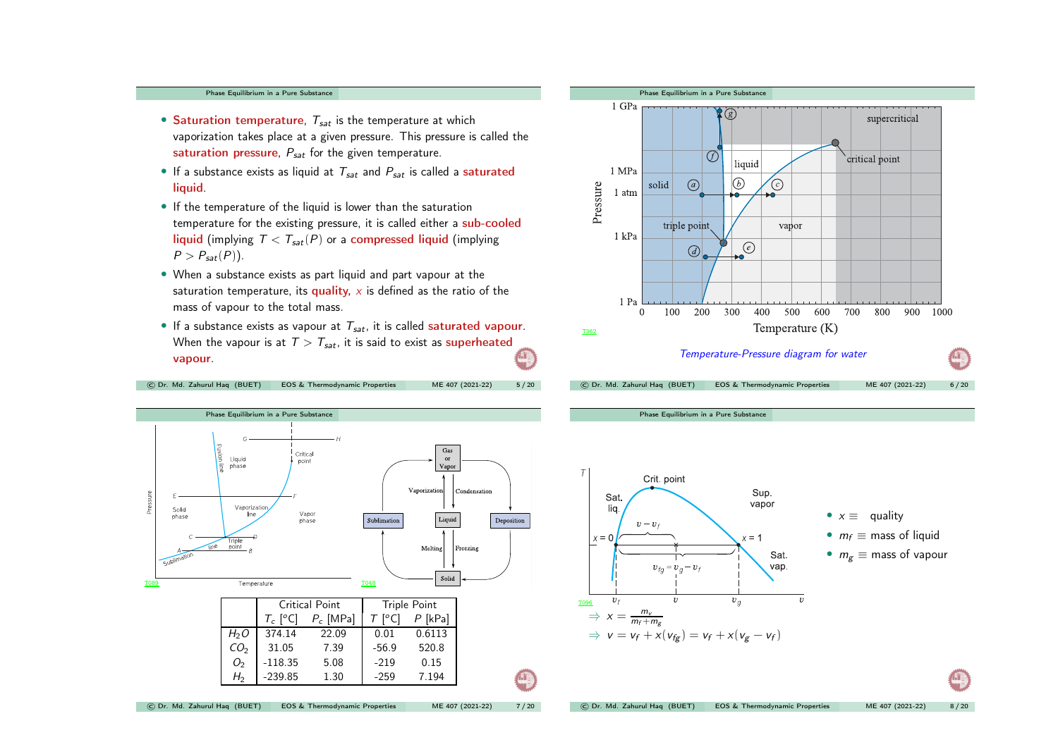## Phase Equilibrium in a Pure Substance

- **Saturation temperature**, $T_{sat}$ is the temperature at which vaporization takes place at a given pressure. This pressure is called the **saturation pressure**, $P_{sat}$ for the given temperature.
- If a substance exists as liquid at $T_{sat}$ and $P_{sat}$ is called a **saturated liquid**.
- If the temperature of the liquid is lower than the saturation temperature for the existing pressure, it is called either a **sub-cooled liquid** (implying $T < T_{sat}(P)$ or a **compressed liquid** (implying $P > P_{sat}(P)$).
- When a substance exists as part liquid and part vapour at the saturation temperature, its **quality**, $x$ is defined as the ratio of the mass of vapour to the total mass.
- If a substance exists as vapour at $T_{sat}$, it is called **saturated vapour**. When the vapour is at $T > T_{sat}$, it is said to exist as **superheated vapour**.

## Phase Equilibrium in a Pure Substance

*Temperature-Pressure diagram for water*

## Phase Equilibrium in a Pure Substance

| | Critical Point | | Triple Point | |
|---|---|---|---|---|
| | $T_c$ [°C] | $P_c$ [MPa] | $T$ [°C] | $P$ [kPa] |
| $H_2O$ | 374.14 | 22.09 | 0.01 | 0.6113 |
| $CO_2$ | 31.05 | 7.39 | -56.9 | 520.8 |
| $O_2$ | -118.35 | 5.08 | -219 | 0.15 |
| $H_2$ | -239.85 | 1.30 | -259 | 7.194 |

## Phase Equilibrium in a Pure Substance

- $x \equiv$ quality
- $m_f \equiv$ mass of liquid
- $m_g \equiv$ mass of vapour

$$\Rightarrow x = \frac{m_v}{m_f + m_g}$$

$$\Rightarrow v = v_f + x(v_{fg}) = v_f + x(v_g - v_f)$$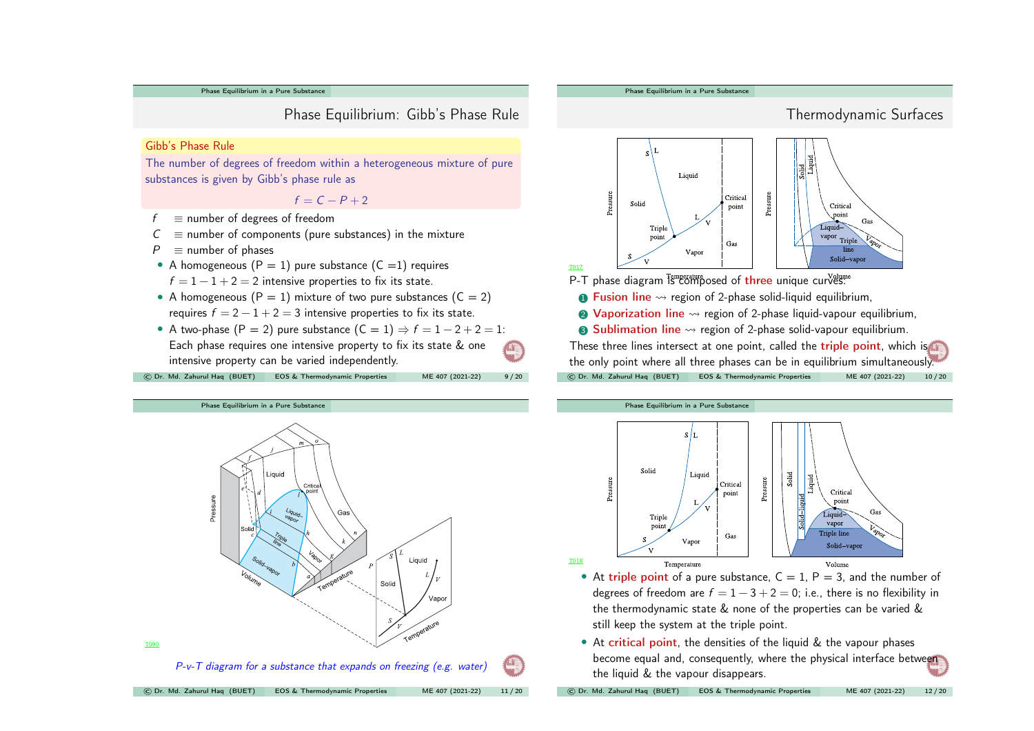## Phase Equilibrium: Gibb's Phase Rule

**Gibb's Phase Rule**

The number of degrees of freedom within a heterogeneous mixture of pure substances is given by Gibb's phase rule as

$$f = C - P + 2$$

- $f$ $\equiv$ number of degrees of freedom
- $C$ $\equiv$ number of components (pure substances) in the mixture
- $P$ $\equiv$ number of phases

- A homogeneous (P = 1) pure substance (C = 1) requires $f = 1 - 1 + 2 = 2$ intensive properties to fix its state.
- A homogeneous (P = 1) mixture of two pure substances (C = 2) requires $f = 2 - 1 + 2 = 3$ intensive properties to fix its state.
- A two-phase (P = 2) pure substance (C = 1) $\Rightarrow f = 1 - 2 + 2 = 1$: Each phase requires one intensive property to fix its state & one intensive property can be varied independently.

## Thermodynamic Surfaces

P-T phase diagram is composed of **three** unique curves:

1. **Fusion line** ⇝ region of 2-phase solid-liquid equilibrium,
2. **Vaporization line** ⇝ region of 2-phase liquid-vapour equilibrium,
3. **Sublimation line** ⇝ region of 2-phase solid-vapour equilibrium.

These three lines intersect at one point, called the **triple point**, which is the only point where all three phases can be in equilibrium simultaneously.

*P-v-T diagram for a substance that expands on freezing (e.g. water)*

- At **triple point** of a pure substance, C = 1, P = 3, and the number of degrees of freedom are $f = 1 - 3 + 2 = 0$; i.e., there is no flexibility in the thermodynamic state & none of the properties can be varied & still keep the system at the triple point.
- At **critical point**, the densities of the liquid & the vapour phases become equal and, consequently, where the physical interface between the liquid & the vapour disappears.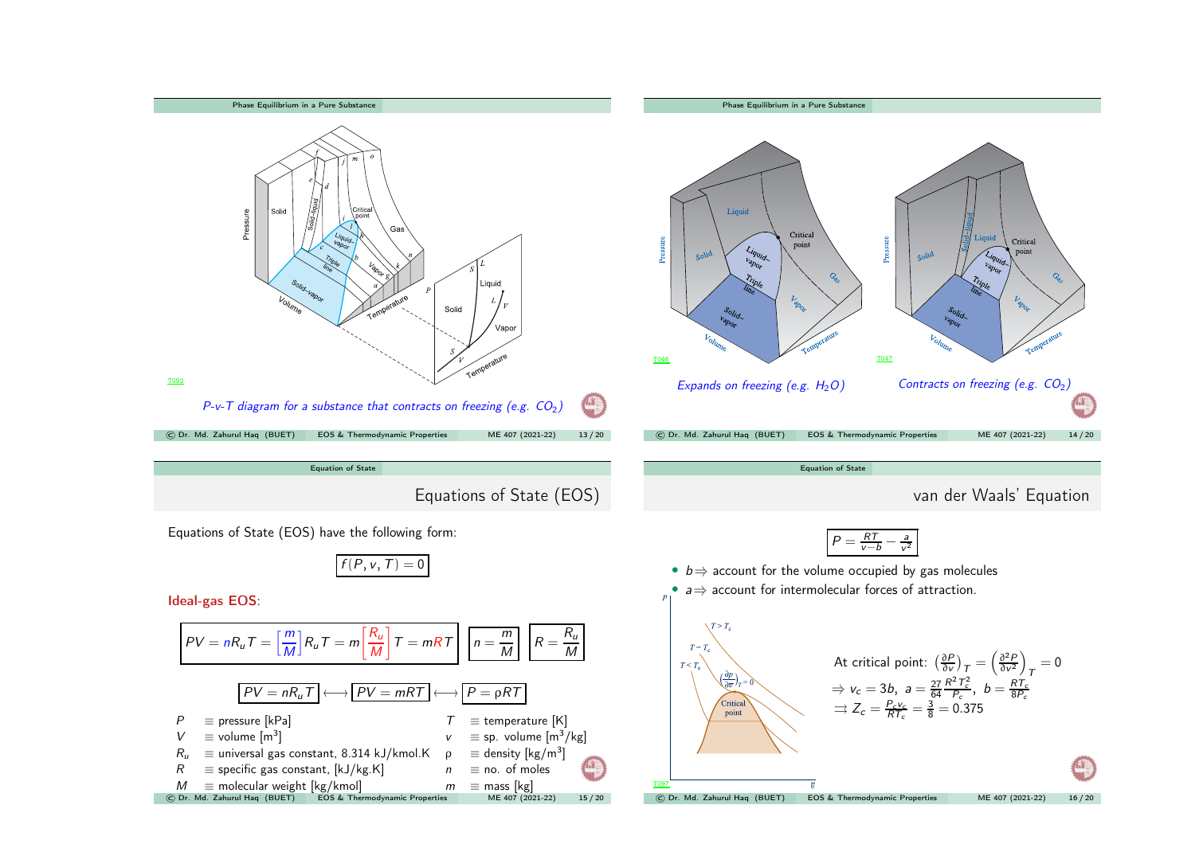*P-v-T diagram for a substance that contracts on freezing (e.g. $CO_2$)*

*Expands on freezing (e.g. $H_2O$)*

*Contracts on freezing (e.g. $CO_2$)*

## Equations of State (EOS)

Equations of State (EOS) have the following form:

$$f(P, v, T) = 0$$

**Ideal-gas EOS**:

$$PV = nR_uT = \left[\frac{m}{M}\right]R_uT = m\left[\frac{R_u}{M}\right]T = mRT \qquad n = \frac{m}{M} \qquad R = \frac{R_u}{M}$$

$$PV = nR_uT \longleftrightarrow PV = mRT \longleftrightarrow P = \rho RT$$

| | | | |
|---|---|---|---|
| $P$ | $\equiv$ pressure [kPa] | $T$ | $\equiv$ temperature [K] |
| $V$ | $\equiv$ volume [m$^3$] | $v$ | $\equiv$ sp. volume [m$^3$/kg] |
| $R_u$ | $\equiv$ universal gas constant, 8.314 kJ/kmol.K | $\rho$ | $\equiv$ density [kg/m$^3$] |
| $R$ | $\equiv$ specific gas constant, [kJ/kg.K] | $n$ | $\equiv$ no. of moles |
| $M$ | $\equiv$ molecular weight [kg/kmol] | $m$ | $\equiv$ mass [kg] |

## van der Waals' Equation

$$P = \frac{RT}{v-b} - \frac{a}{v^2}$$

- $b \Rightarrow$ account for the volume occupied by gas molecules
- $a \Rightarrow$ account for intermolecular forces of attraction.

At critical point: $\left(\frac{\partial P}{\partial v}\right)_T = \left(\frac{\partial^2 P}{\partial v^2}\right)_T = 0$

$\Rightarrow v_c = 3b,\ a = \frac{27}{64}\frac{R^2T_c^2}{P_c},\ b = \frac{RT_c}{8P_c}$

$\Rightarrow Z_c = \frac{P_cv_c}{RT_c} = \frac{3}{8} = 0.375$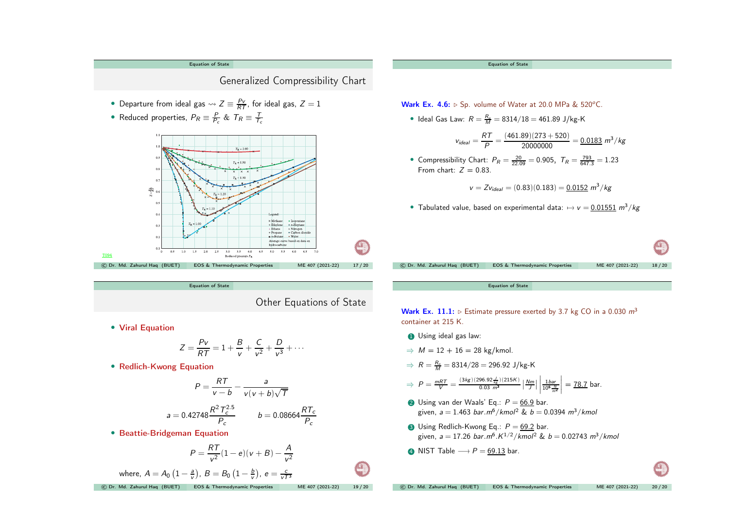## Generalized Compressibility Chart

- Departure from ideal gas $\rightsquigarrow Z \equiv \frac{Pv}{RT}$, for ideal gas, $Z = 1$
- Reduced properties, $P_R \equiv \frac{P}{P_c}$ & $T_R \equiv \frac{T}{T_c}$

$T_R = 2.00$
$T_R = 1.50$
$T_R = 1.30$
$T_R = 1.20$
$T_R = 1.10$
$T_R = 1.00$

Legend:
× Methane • Isopentane
◦ Ethylene ◦ n-Heptane
▵ Ethane ◦ Nitrogen
◦ Propane ◦ Carbon dioxide
▫ n-Butane ▪ Water
Average curve based on data on hydrocarbons

$Z = \frac{Pv}{RT}$

Reduced pressure $P_R$

T094

---

**Wark Ex. 4.6:** ▷ Sp. volume of Water at 20.0 MPa & 520°C.

- Ideal Gas Law: $R = \frac{R_u}{M} = 8314/18 = 461.89$ J/kg-K

$$v_{ideal} = \frac{RT}{P} = \frac{(461.89)(273+520)}{20000000} = \underline{0.0183}\ m^3/kg$$

- Compressibility Chart: $P_R = \frac{20}{22.09} = 0.905,\ T_R = \frac{793}{647.3} = 1.23$
  From chart: $Z = 0.83$.

$$v = Zv_{ideal} = (0.83)(0.183) = \underline{0.0152}\ m^3/kg$$

- Tabulated value, based on experimental data: $\mapsto v = \underline{0.01551}\ m^3/kg$

---

## Other Equations of State

- **Viral Equation**

$$Z = \frac{Pv}{RT} = 1 + \frac{B}{v} + \frac{C}{v^2} + \frac{D}{v^3} + \cdots$$

- **Redlich-Kwong Equation**

$$P = \frac{RT}{v-b} - \frac{a}{v(v+b)\sqrt{T}}$$

$$a = 0.42748\frac{R^2 T_c^{2.5}}{P_c} \qquad b = 0.08664\frac{RT_c}{P_c}$$

- **Beattie-Bridgeman Equation**

$$P = \frac{RT}{v^2}(1-e)(v+B) - \frac{A}{v^2}$$

where, $A = A_0\left(1 - \frac{a}{v}\right)$, $B = B_0\left(1 - \frac{b}{v}\right)$, $e = \frac{c}{vT^3}$

---

**Wark Ex. 11.1:** ▷ Estimate pressure exerted by 3.7 kg CO in a 0.030 $m^3$ container at 215 K.

1. Using ideal gas law:

$\Rightarrow M = 12 + 16 = 28$ kg/kmol.

$\Rightarrow R = \frac{R_u}{M} = 8314/28 = 296.92$ J/kg-K

$\Rightarrow P = \frac{mRT}{V} = \frac{(3kg)(296.92\frac{J}{kg})(215K)}{0.03\ m^3}\left|\frac{Nm}{J}\right|\left|\frac{1bar}{10^5\frac{N}{m^2}}\right| = \underline{78.7}$ bar.

2. Using van der Waals' Eq.: $P = \underline{66.9}$ bar.
   given, $a = 1.463\ bar.m^6/kmol^2$ & $b = 0.0394\ m^3/kmol$
3. Using Redlich-Kwong Eq.: $P = \underline{69.2}$ bar.
   given, $a = 17.26\ bar.m^6.K^{1/2}/kmol^2$ & $b = 0.02743\ m^3/kmol$
4. NIST Table $\longrightarrow P = \underline{69.13}$ bar.